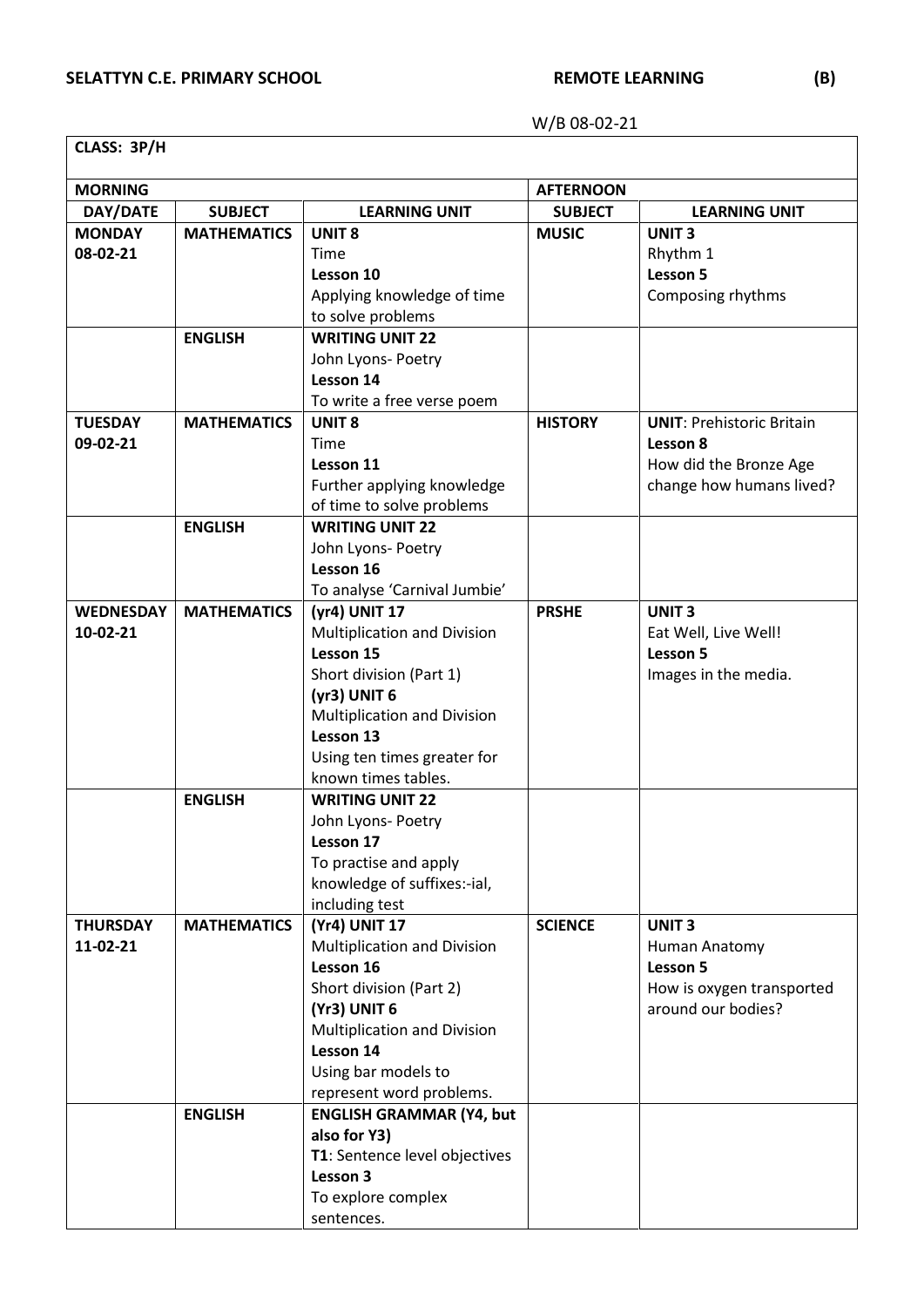**SELATTYN C.E. PRIMARY SCHOOL** **REMOTE LEARNING** **(B)**

W/B 08-02-21

| **CLASS: 3P/H** | | | | |
|---|---|---|---|---|
| **MORNING** | | | **AFTERNOON** | |
| **DAY/DATE** | **SUBJECT** | **LEARNING UNIT** | **SUBJECT** | **LEARNING UNIT** |
| **MONDAY 08-02-21** | **MATHEMATICS** | **UNIT 8** Time **Lesson 10** Applying knowledge of time to solve problems | **MUSIC** | **UNIT 3** Rhythm 1 **Lesson 5** Composing rhythms |
| | **ENGLISH** | **WRITING UNIT 22** John Lyons- Poetry **Lesson 14** To write a free verse poem | | |
| **TUESDAY 09-02-21** | **MATHEMATICS** | **UNIT 8** Time **Lesson 11** Further applying knowledge of time to solve problems | **HISTORY** | **UNIT**: Prehistoric Britain **Lesson 8** How did the Bronze Age change how humans lived? |
| | **ENGLISH** | **WRITING UNIT 22** John Lyons- Poetry **Lesson 16** To analyse 'Carnival Jumbie' | | |
| **WEDNESDAY 10-02-21** | **MATHEMATICS** | **(yr4) UNIT 17** Multiplication and Division **Lesson 15** Short division (Part 1) **(yr3) UNIT 6** Multiplication and Division **Lesson 13** Using ten times greater for known times tables. | **PRSHE** | **UNIT 3** Eat Well, Live Well! **Lesson 5** Images in the media. |
| | **ENGLISH** | **WRITING UNIT 22** John Lyons- Poetry **Lesson 17** To practise and apply knowledge of suffixes:-ial, including test | | |
| **THURSDAY 11-02-21** | **MATHEMATICS** | **(Yr4) UNIT 17** Multiplication and Division **Lesson 16** Short division (Part 2) **(Yr3) UNIT 6** Multiplication and Division **Lesson 14** Using bar models to represent word problems. | **SCIENCE** | **UNIT 3** Human Anatomy **Lesson 5** How is oxygen transported around our bodies? |
| | **ENGLISH** | **ENGLISH GRAMMAR (Y4, but also for Y3)** **T1**: Sentence level objectives **Lesson 3** To explore complex sentences. | | |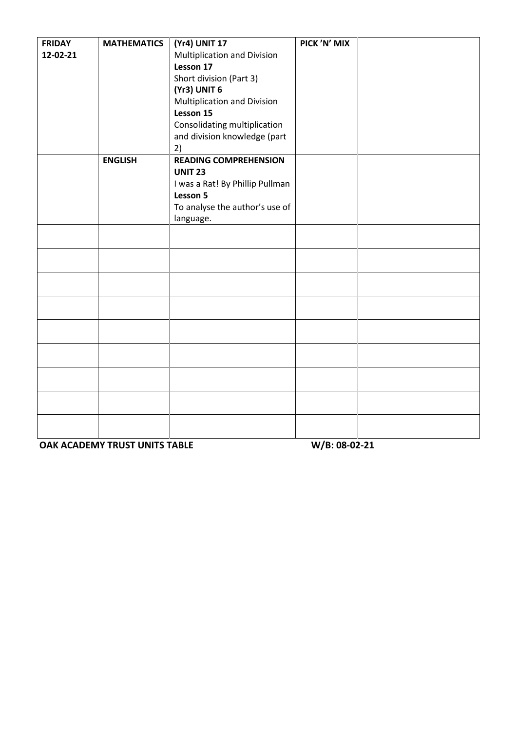| | | | | |
|---|---|---|---|---|
| **FRIDAY** **12-02-21** | **MATHEMATICS** | **(Yr4) UNIT 17** Multiplication and Division **Lesson 17** Short division (Part 3) **(Yr3) UNIT 6** Multiplication and Division **Lesson 15** Consolidating multiplication and division knowledge (part 2) | **PICK 'N' MIX** | |
| | **ENGLISH** | **READING COMPREHENSION** **UNIT 23** I was a Rat! By Phillip Pullman **Lesson 5** To analyse the author's use of language. | | |
| | | | | |
| | | | | |
| | | | | |
| | | | | |
| | | | | |
| | | | | |
| | | | | |
| | | | | |
| | | | | |

**OAK ACADEMY TRUST UNITS TABLE** **W/B: 08-02-21**